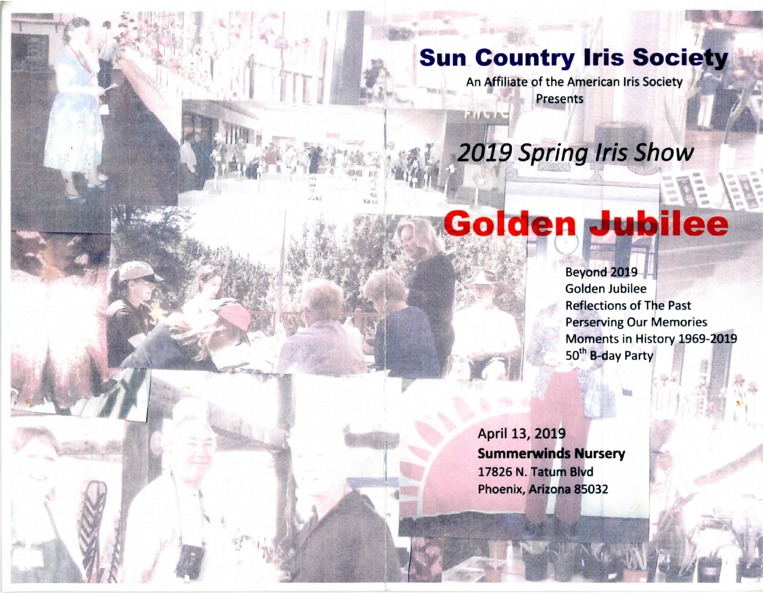# Sun Country Iris Society

An Affiliate of the American Iris Society
Presents

*2019 Spring Iris Show*

# Golden Jubilee

Beyond 2019
Golden Jubilee
Reflections of The Past
Perserving Our Memories
Moments in History 1969-2019
50th B-day Party

April 13, 2019
**Summerwinds Nursery**
17826 N. Tatum Blvd
Phoenix, Arizona 85032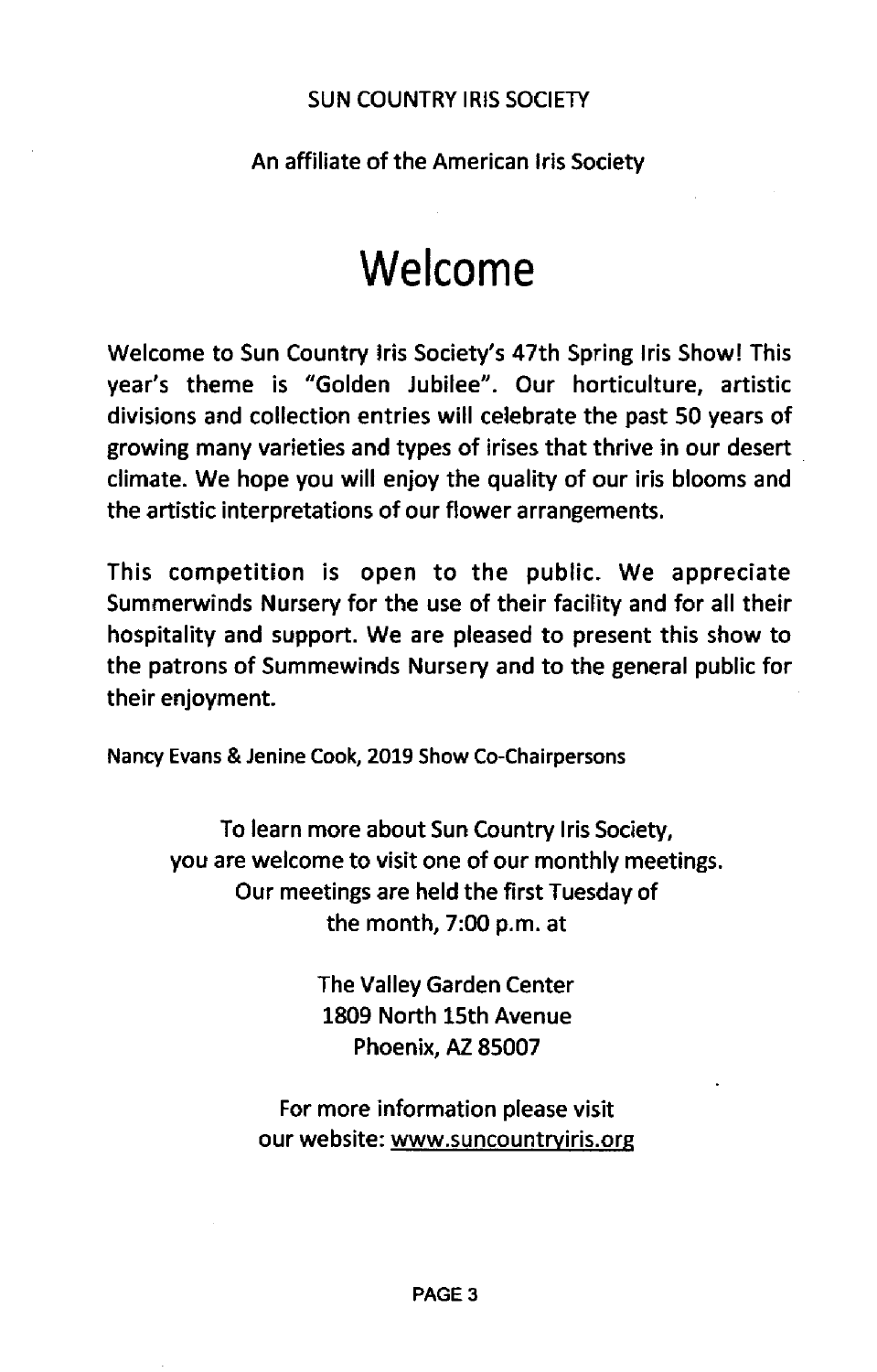SUN COUNTRY IRIS SOCIETY

An affiliate of the American Iris Society

# Welcome

Welcome to Sun Country Iris Society's 47th Spring Iris Show! This year's theme is "Golden Jubilee". Our horticulture, artistic divisions and collection entries will celebrate the past 50 years of growing many varieties and types of irises that thrive in our desert climate. We hope you will enjoy the quality of our iris blooms and the artistic interpretations of our flower arrangements.

This competition is open to the public. We appreciate Summerwinds Nursery for the use of their facility and for all their hospitality and support. We are pleased to present this show to the patrons of Summewinds Nursery and to the general public for their enjoyment.

Nancy Evans & Jenine Cook, 2019 Show Co-Chairpersons

To learn more about Sun Country Iris Society,
you are welcome to visit one of our monthly meetings.
Our meetings are held the first Tuesday of
the month, 7:00 p.m. at

The Valley Garden Center
1809 North 15th Avenue
Phoenix, AZ 85007

For more information please visit
our website: www.suncountryiris.org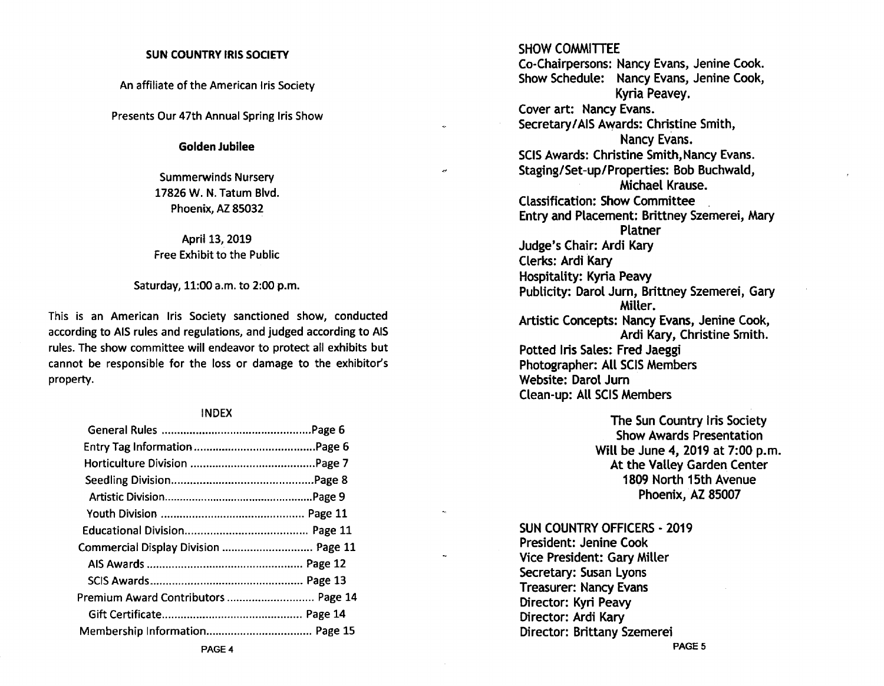**SUN COUNTRY IRIS SOCIETY**

An affiliate of the American Iris Society

Presents Our 47th Annual Spring Iris Show

**Golden Jubilee**

Summerwinds Nursery
17826 W. N. Tatum Blvd.
Phoenix, AZ 85032

April 13, 2019
Free Exhibit to the Public

Saturday, 11:00 a.m. to 2:00 p.m.

This is an American Iris Society sanctioned show, conducted according to AIS rules and regulations, and judged according to AIS rules. The show committee will endeavor to protect all exhibits but cannot be responsible for the loss or damage to the exhibitor's property.

## INDEX

| Section | Page |
|---|---|
| General Rules | Page 6 |
| Entry Tag Information | Page 6 |
| Horticulture Division | Page 7 |
| Seedling Division | Page 8 |
| Artistic Division | Page 9 |
| Youth Division | Page 11 |
| Educational Division | Page 11 |
| Commercial Display Division | Page 11 |
| AIS Awards | Page 12 |
| SCIS Awards | Page 13 |
| Premium Award Contributors | Page 14 |
| Gift Certificate | Page 14 |
| Membership Information | Page 15 |

## SHOW COMMITTEE

Co-Chairpersons: Nancy Evans, Jenine Cook.
Show Schedule: Nancy Evans, Jenine Cook, Kyria Peavey.
Cover art: Nancy Evans.
Secretary/AIS Awards: Christine Smith, Nancy Evans.
SCIS Awards: Christine Smith, Nancy Evans.
Staging/Set-up/Properties: Bob Buchwald, Michael Krause.
Classification: Show Committee
Entry and Placement: Brittney Szemerei, Mary Platner
Judge's Chair: Ardi Kary
Clerks: Ardi Kary
Hospitality: Kyria Peavy
Publicity: Darol Jurn, Brittney Szemerei, Gary Miller.
Artistic Concepts: Nancy Evans, Jenine Cook, Ardi Kary, Christine Smith.
Potted Iris Sales: Fred Jaeggi
Photographer: All SCIS Members
Website: Darol Jurn
Clean-up: All SCIS Members

The Sun Country Iris Society
Show Awards Presentation
Will be June 4, 2019 at 7:00 p.m.
At the Valley Garden Center
1809 North 15th Avenue
Phoenix, AZ 85007

## SUN COUNTRY OFFICERS - 2019

President: Jenine Cook
Vice President: Gary Miller
Secretary: Susan Lyons
Treasurer: Nancy Evans
Director: Kyri Peavy
Director: Ardi Kary
Director: Brittany Szemerei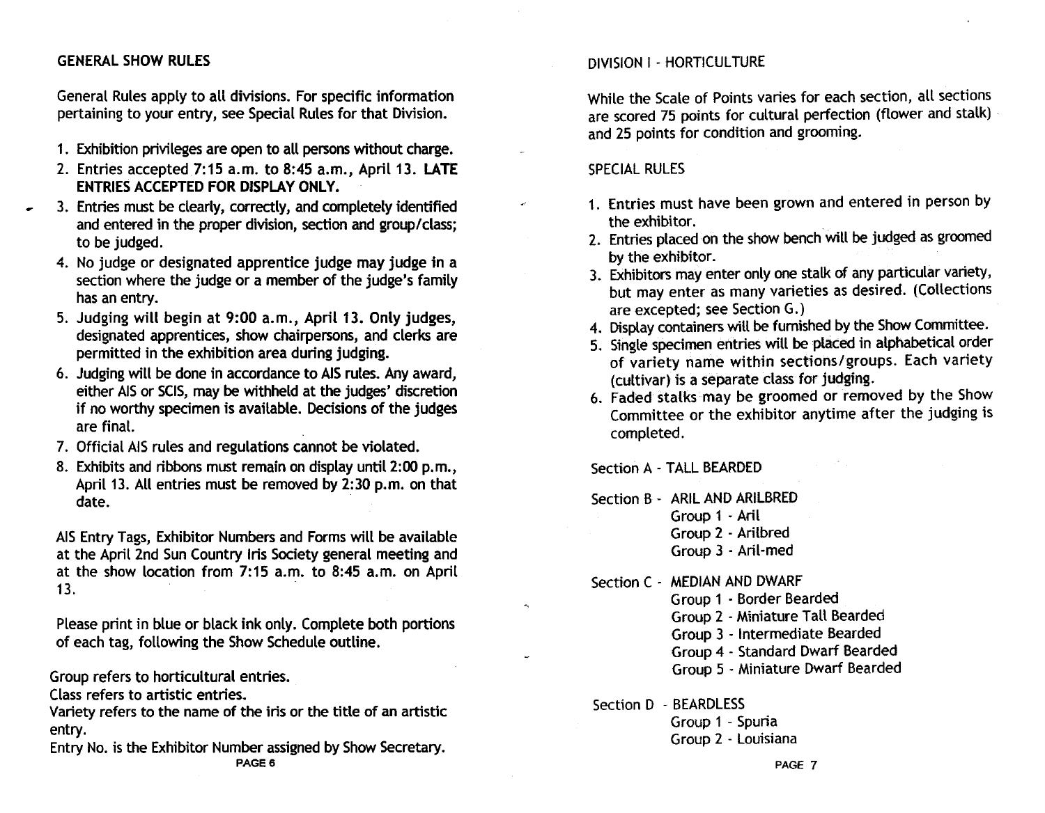## GENERAL SHOW RULES

General Rules apply to all divisions. For specific information pertaining to your entry, see Special Rules for that Division.

1. Exhibition privileges are open to all persons without charge.
2. Entries accepted 7:15 a.m. to 8:45 a.m., April 13. **LATE ENTRIES ACCEPTED FOR DISPLAY ONLY.**
3. Entries must be clearly, correctly, and completely identified and entered in the proper division, section and group/class; to be judged.
4. No judge or designated apprentice judge may judge in a section where the judge or a member of the judge's family has an entry.
5. Judging will begin at 9:00 a.m., April 13. Only judges, designated apprentices, show chairpersons, and clerks are permitted in the exhibition area during judging.
6. Judging will be done in accordance to AIS rules. Any award, either AIS or SCIS, may be withheld at the judges' discretion if no worthy specimen is available. Decisions of the judges are final.
7. Official AIS rules and regulations cannot be violated.
8. Exhibits and ribbons must remain on display until 2:00 p.m., April 13. All entries must be removed by 2:30 p.m. on that date.

AIS Entry Tags, Exhibitor Numbers and Forms will be available at the April 2nd Sun Country Iris Society general meeting and at the show location from 7:15 a.m. to 8:45 a.m. on April 13.

Please print in blue or black ink only. Complete both portions of each tag, following the Show Schedule outline.

Group refers to horticultural entries.
Class refers to artistic entries.
Variety refers to the name of the iris or the title of an artistic entry.
Entry No. is the Exhibitor Number assigned by Show Secretary.

## DIVISION I - HORTICULTURE

While the Scale of Points varies for each section, all sections are scored 75 points for cultural perfection (flower and stalk) and 25 points for condition and grooming.

### SPECIAL RULES

1. Entries must have been grown and entered in person by the exhibitor.
2. Entries placed on the show bench will be judged as groomed by the exhibitor.
3. Exhibitors may enter only one stalk of any particular variety, but may enter as many varieties as desired. (Collections are excepted; see Section G.)
4. Display containers will be furnished by the Show Committee.
5. Single specimen entries will be placed in alphabetical order of variety name within sections/groups. Each variety (cultivar) is a separate class for judging.
6. Faded stalks may be groomed or removed by the Show Committee or the exhibitor anytime after the judging is completed.

Section A - TALL BEARDED

Section B - ARIL AND ARILBRED
- Group 1 - Aril
- Group 2 - Arilbred
- Group 3 - Aril-med

Section C - MEDIAN AND DWARF
- Group 1 - Border Bearded
- Group 2 - Miniature Tall Bearded
- Group 3 - Intermediate Bearded
- Group 4 - Standard Dwarf Bearded
- Group 5 - Miniature Dwarf Bearded

Section D - BEARDLESS
- Group 1 - Spuria
- Group 2 - Louisiana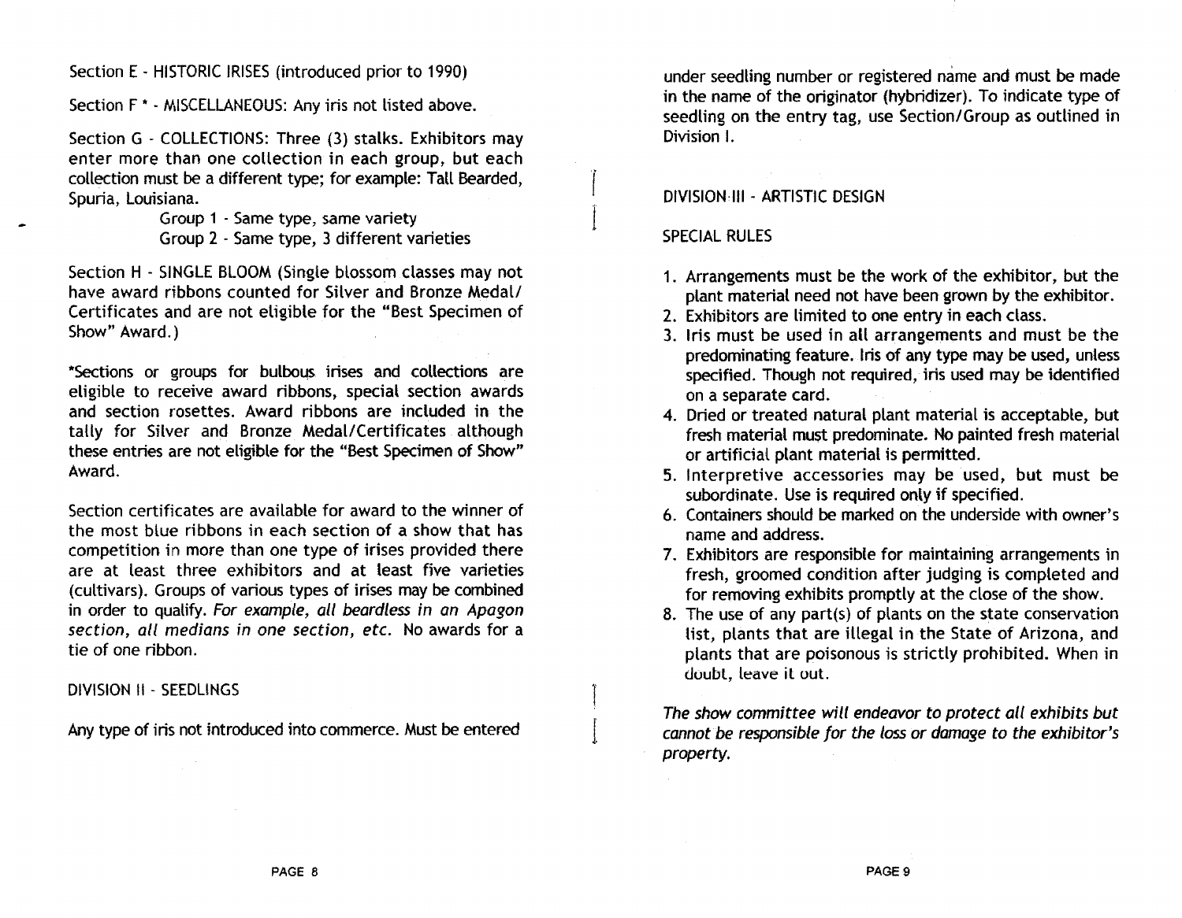Section E - HISTORIC IRISES (introduced prior to 1990)

Section F * - MISCELLANEOUS: Any iris not listed above.

Section G - COLLECTIONS: Three (3) stalks. Exhibitors may enter more than one collection in each group, but each collection must be a different type; for example: Tall Bearded, Spuria, Louisiana.

Group 1 - Same type, same variety
Group 2 - Same type, 3 different varieties

Section H - SINGLE BLOOM (Single blossom classes may not have award ribbons counted for Silver and Bronze Medal/ Certificates and are not eligible for the "Best Specimen of Show" Award.)

*Sections or groups for bulbous irises and collections are eligible to receive award ribbons, special section awards and section rosettes. Award ribbons are included in the tally for Silver and Bronze Medal/Certificates although these entries are not eligible for the "Best Specimen of Show" Award.

Section certificates are available for award to the winner of the most blue ribbons in each section of a show that has competition in more than one type of irises provided there are at least three exhibitors and at least five varieties (cultivars). Groups of various types of irises may be combined in order to qualify. *For example, all beardless in an Apagon section, all medians in one section, etc.* No awards for a tie of one ribbon.

## DIVISION II - SEEDLINGS

Any type of iris not introduced into commerce. Must be entered under seedling number or registered name and must be made in the name of the originator (hybridizer). To indicate type of seedling on the entry tag, use Section/Group as outlined in Division I.

## DIVISION III - ARTISTIC DESIGN

### SPECIAL RULES

1. Arrangements must be the work of the exhibitor, but the plant material need not have been grown by the exhibitor.
2. Exhibitors are limited to one entry in each class.
3. Iris must be used in all arrangements and must be the predominating feature. Iris of any type may be used, unless specified. Though not required, iris used may be identified on a separate card.
4. Dried or treated natural plant material is acceptable, but fresh material must predominate. No painted fresh material or artificial plant material is permitted.
5. Interpretive accessories may be used, but must be subordinate. Use is required only if specified.
6. Containers should be marked on the underside with owner's name and address.
7. Exhibitors are responsible for maintaining arrangements in fresh, groomed condition after judging is completed and for removing exhibits promptly at the close of the show.
8. The use of any part(s) of plants on the state conservation list, plants that are illegal in the State of Arizona, and plants that are poisonous is strictly prohibited. When in doubt, leave it out.

*The show committee will endeavor to protect all exhibits but cannot be responsible for the loss or damage to the exhibitor's property.*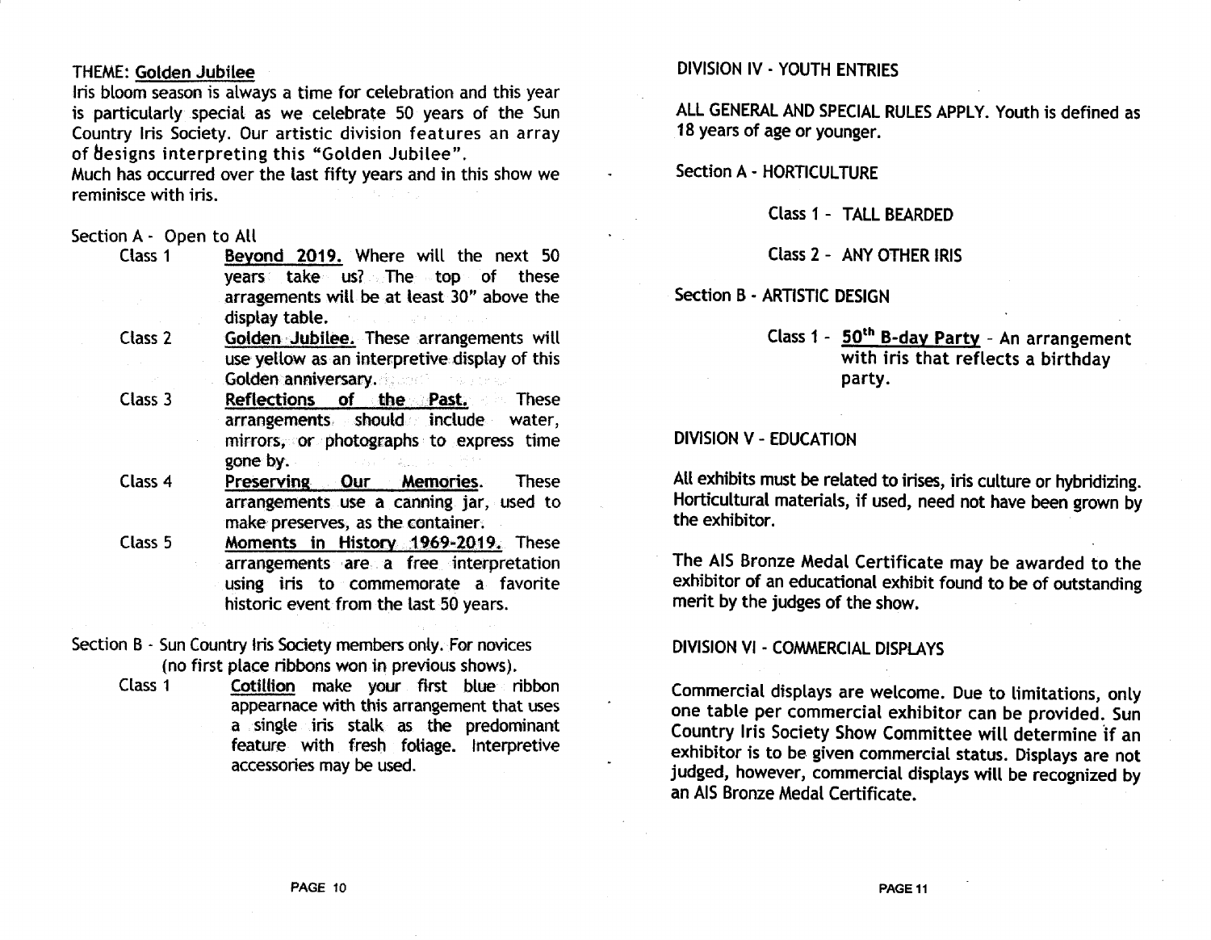THEME: **Golden Jubilee**

Iris bloom season is always a time for celebration and this year is particularly special as we celebrate 50 years of the Sun Country Iris Society. Our artistic division features an array of designs interpreting this "Golden Jubilee".

Much has occurred over the last fifty years and in this show we reminisce with iris.

Section A - Open to All

- Class 1 — **Beyond 2019.** Where will the next 50 years take us? The top of these arragements will be at least 30" above the display table.
- Class 2 — **Golden Jubilee.** These arrangements will use yellow as an interpretive display of this Golden anniversary.
- Class 3 — **Reflections of the Past.** These arrangements should include water, mirrors, or photographs to express time gone by.
- Class 4 — **Preserving Our Memories.** These arrangements use a canning jar, used to make preserves, as the container.
- Class 5 — **Moments in History 1969-2019.** These arrangements are a free interpretation using iris to commemorate a favorite historic event from the last 50 years.

Section B - Sun Country Iris Society members only. For novices (no first place ribbons won in previous shows).

- Class 1 — **Cotillion** make your first blue ribbon appearnace with this arrangement that uses a single iris stalk as the predominant feature with fresh foliage. Interpretive accessories may be used.

## DIVISION IV - YOUTH ENTRIES

ALL GENERAL AND SPECIAL RULES APPLY. Youth is defined as 18 years of age or younger.

Section A - HORTICULTURE

- Class 1 - TALL BEARDED
- Class 2 - ANY OTHER IRIS

Section B - ARTISTIC DESIGN

- Class 1 - **50th B-day Party** - An arrangement with iris that reflects a birthday party.

## DIVISION V - EDUCATION

All exhibits must be related to irises, iris culture or hybridizing. Horticultural materials, if used, need not have been grown by the exhibitor.

The AIS Bronze Medal Certificate may be awarded to the exhibitor of an educational exhibit found to be of outstanding merit by the judges of the show.

## DIVISION VI - COMMERCIAL DISPLAYS

Commercial displays are welcome. Due to limitations, only one table per commercial exhibitor can be provided. Sun Country Iris Society Show Committee will determine if an exhibitor is to be given commercial status. Displays are not judged, however, commercial displays will be recognized by an AIS Bronze Medal Certificate.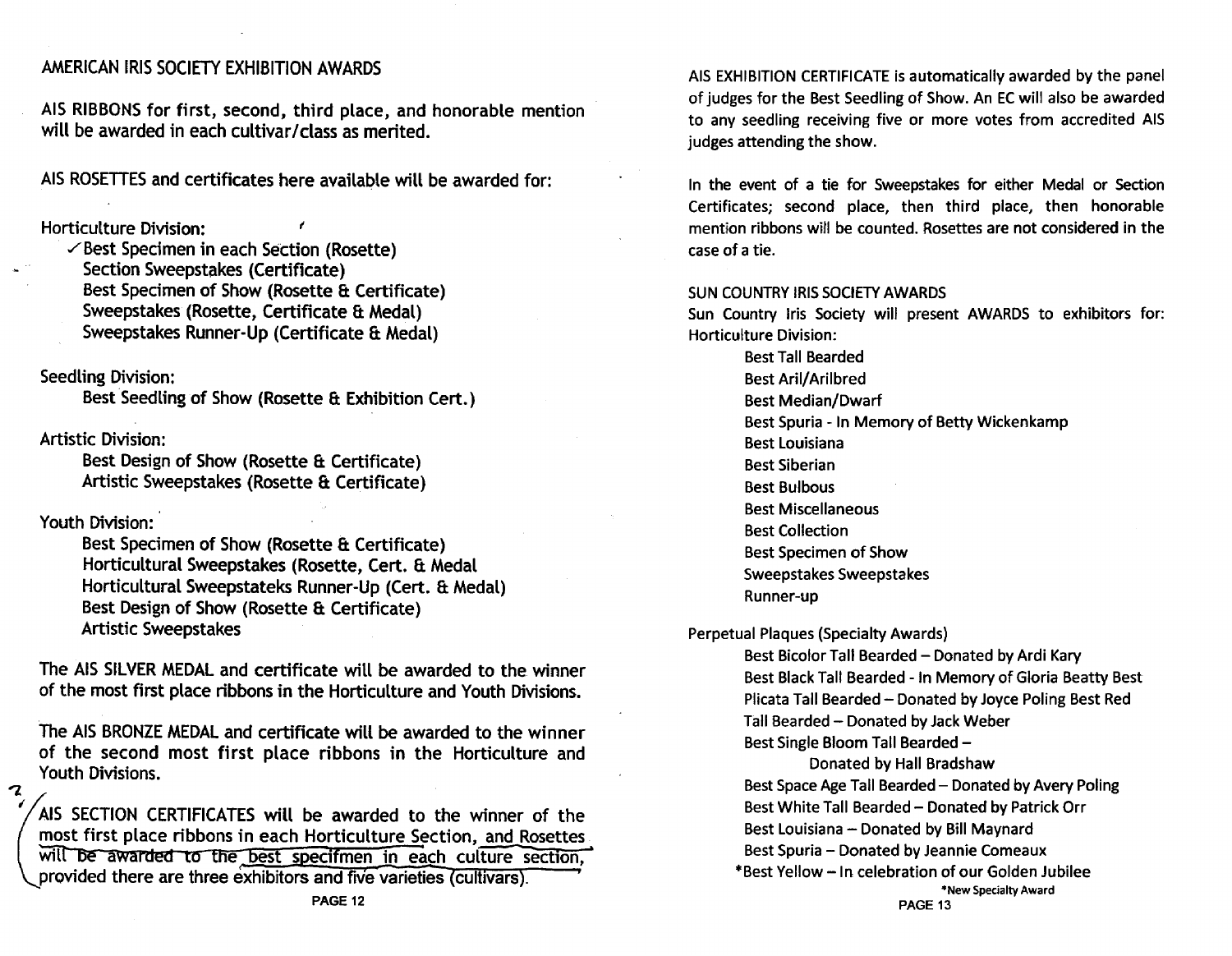## AMERICAN IRIS SOCIETY EXHIBITION AWARDS

AIS RIBBONS for first, second, third place, and honorable mention will be awarded in each cultivar/class as merited.

AIS ROSETTES and certificates here available will be awarded for:

Horticulture Division:

- ✓Best Specimen in each Section (Rosette)
- Section Sweepstakes (Certificate)
- Best Specimen of Show (Rosette & Certificate)
- Sweepstakes (Rosette, Certificate & Medal)
- Sweepstakes Runner-Up (Certificate & Medal)

Seedling Division:

- Best Seedling of Show (Rosette & Exhibition Cert.)

Artistic Division:

- Best Design of Show (Rosette & Certificate)
- Artistic Sweepstakes (Rosette & Certificate)

Youth Division:

- Best Specimen of Show (Rosette & Certificate)
- Horticultural Sweepstakes (Rosette, Cert. & Medal
- Horticultural Sweepstateks Runner-Up (Cert. & Medal)
- Best Design of Show (Rosette & Certificate)
- Artistic Sweepstakes

The AIS SILVER MEDAL and certificate will be awarded to the winner of the most first place ribbons in the Horticulture and Youth Divisions.

The AIS BRONZE MEDAL and certificate will be awarded to the winner of the second most first place ribbons in the Horticulture and Youth Divisions.

AIS SECTION CERTIFICATES will be awarded to the winner of the most first place ribbons in each Horticulture Section, and Rosettes will be awarded to the best specimen in each culture section, provided there are three exhibitors and five varieties (cultivars).

AIS EXHIBITION CERTIFICATE is automatically awarded by the panel of judges for the Best Seedling of Show. An EC will also be awarded to any seedling receiving five or more votes from accredited AIS judges attending the show.

In the event of a tie for Sweepstakes for either Medal or Section Certificates; second place, then third place, then honorable mention ribbons will be counted. Rosettes are not considered in the case of a tie.

## SUN COUNTRY IRIS SOCIETY AWARDS

Sun Country Iris Society will present AWARDS to exhibitors for:

Horticulture Division:

- Best Tall Bearded
- Best Aril/Arilbred
- Best Median/Dwarf
- Best Spuria - In Memory of Betty Wickenkamp
- Best Louisiana
- Best Siberian
- Best Bulbous
- Best Miscellaneous
- Best Collection
- Best Specimen of Show
- Sweepstakes Sweepstakes
- Runner-up

Perpetual Plaques (Specialty Awards)

- Best Bicolor Tall Bearded – Donated by Ardi Kary
- Best Black Tall Bearded - In Memory of Gloria Beatty Best
- Plicata Tall Bearded – Donated by Joyce Poling Best Red
- Tall Bearded – Donated by Jack Weber
- Best Single Bloom Tall Bearded – Donated by Hall Bradshaw
- Best Space Age Tall Bearded – Donated by Avery Poling
- Best White Tall Bearded – Donated by Patrick Orr
- Best Louisiana – Donated by Bill Maynard
- Best Spuria – Donated by Jeannie Comeaux
- *Best Yellow – In celebration of our Golden Jubilee

*New Specialty Award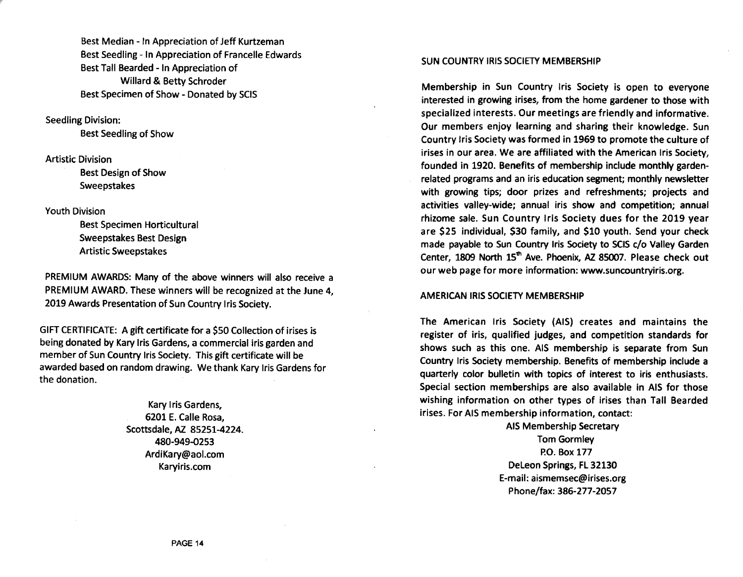Best Median - In Appreciation of Jeff Kurtzeman
Best Seedling - In Appreciation of Francelle Edwards
Best Tall Bearded - In Appreciation of
Willard & Betty Schroder
Best Specimen of Show - Donated by SCIS

Seedling Division:
- Best Seedling of Show

Artistic Division
- Best Design of Show
- Sweepstakes

Youth Division
- Best Specimen Horticultural
- Sweepstakes Best Design
- Artistic Sweepstakes

PREMIUM AWARDS: Many of the above winners will also receive a PREMIUM AWARD. These winners will be recognized at the June 4, 2019 Awards Presentation of Sun Country Iris Society.

GIFT CERTIFICATE: A gift certificate for a $50 Collection of irises is being donated by Kary Iris Gardens, a commercial iris garden and member of Sun Country Iris Society. This gift certificate will be awarded based on random drawing. We thank Kary Iris Gardens for the donation.

Kary Iris Gardens,
6201 E. Calle Rosa,
Scottsdale, AZ 85251-4224.
480-949-0253
ArdiKary@aol.com
Karyiris.com

## SUN COUNTRY IRIS SOCIETY MEMBERSHIP

Membership in Sun Country Iris Society is open to everyone interested in growing irises, from the home gardener to those with specialized interests. Our meetings are friendly and informative. Our members enjoy learning and sharing their knowledge. Sun Country Iris Society was formed in 1969 to promote the culture of irises in our area. We are affiliated with the American Iris Society, founded in 1920. Benefits of membership include monthly garden-related programs and an iris education segment; monthly newsletter with growing tips; door prizes and refreshments; projects and activities valley-wide; annual iris show and competition; annual rhizome sale. Sun Country Iris Society dues for the 2019 year are $25 individual, $30 family, and $10 youth. Send your check made payable to Sun Country Iris Society to SCIS c/o Valley Garden Center, 1809 North 15th Ave. Phoenix, AZ 85007. Please check out our web page for more information: www.suncountryiris.org.

## AMERICAN IRIS SOCIETY MEMBERSHIP

The American Iris Society (AIS) creates and maintains the register of iris, qualified judges, and competition standards for shows such as this one. AIS membership is separate from Sun Country Iris Society membership. Benefits of membership include a quarterly color bulletin with topics of interest to iris enthusiasts. Special section memberships are also available in AIS for those wishing information on other types of irises than Tall Bearded irises. For AIS membership information, contact:

AIS Membership Secretary
Tom Gormley
P.O. Box 177
DeLeon Springs, FL 32130
E-mail: aismemsec@irises.org
Phone/fax: 386-277-2057